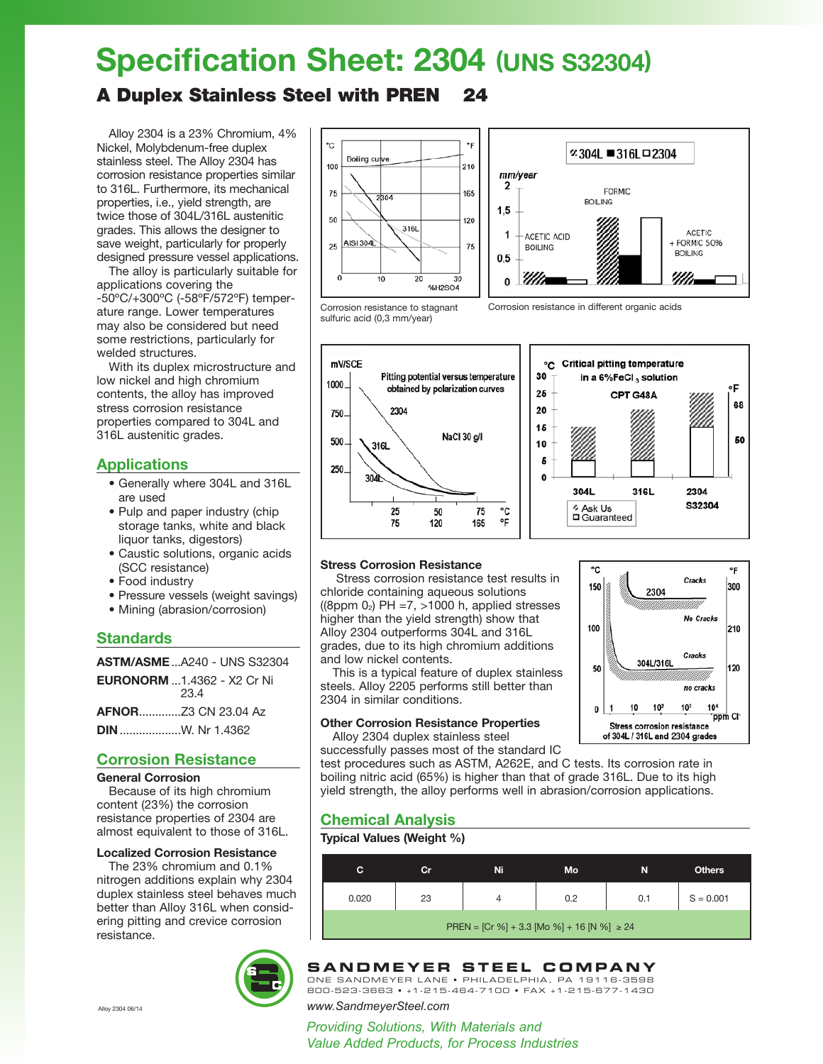# Specification Sheet: 2304 (UNS S32304)

## A Duplex Stainless Steel with PREN 24

Alloy 2304 is a 23% Chromium, 4% Nickel, Molybdenum-free duplex stainless steel. The Alloy 2304 has corrosion resistance properties similar to 316L. Furthermore, its mechanical properties, i.e., yield strength, are twice those of 304L/316L austenitic grades. This allows the designer to save weight, particularly for properly designed pressure vessel applications.

The alloy is particularly suitable for applications covering the -50°C/+300°C (-58°F/572°F) temperature range. Lower temperatures may also be considered but need some restrictions, particularly for welded structures.

With its duplex microstructure and low nickel and high chromium contents, the alloy has improved stress corrosion resistance properties compared to 304L and 316L austenitic grades.

## Applications

- Generally where 304L and 316L are used
- Pulp and paper industry (chip storage tanks, white and black liquor tanks, digestors)
- Caustic solutions, organic acids (SCC resistance)
- Food industry
- Pressure vessels (weight savings)
- Mining (abrasion/corrosion)

## Standards

**ASTM/ASME**...A240 - UNS S32304

**EURONORM**...1.4362 - X2 Cr Ni 23.4

**AFNOR**.............Z3 CN 23.04 Az

**DIN**...................W. Nr 1.4362

## Corrosion Resistance

### General Corrosion

Because of its high chromium content (23%) the corrosion resistance properties of 2304 are almost equivalent to those of 316L.

### Localized Corrosion Resistance

The 23% chromium and 0.1% nitrogen additions explain why 2304 duplex stainless steel behaves much better than Alloy 316L when considering pitting and crevice corrosion resistance.

Corrosion resistance to stagnant sulfuric acid (0,3 mm/year)

Corrosion resistance in different organic acids

### Stress Corrosion Resistance

Stress corrosion resistance test results in chloride containing aqueous solutions ((8ppm $O_2$) PH =7, >1000 h, applied stresses higher than the yield strength) show that Alloy 2304 outperforms 304L and 316L grades, due to its high chromium additions and low nickel contents.

This is a typical feature of duplex stainless steels. Alloy 2205 performs still better than 2304 in similar conditions.

Stress corrosion resistance of 304L / 316L and 2304 grades

### Other Corrosion Resistance Properties

Alloy 2304 duplex stainless steel successfully passes most of the standard IC test procedures such as ASTM, A262E, and C tests. Its corrosion rate in boiling nitric acid (65%) is higher than that of grade 316L. Due to its high yield strength, the alloy performs well in abrasion/corrosion applications.

## Chemical Analysis

**Typical Values (Weight %)**

| C | Cr | Ni | Mo | N | Others |
|---|---|---|---|---|---|
| 0.020 | 23 | 4 | 0.2 | 0.1 | S = 0.001 |
| PREN = [Cr %] + 3.3 [Mo %] + 16 [N %] ≥ 24 | | | | | |

**SANDMEYER STEEL COMPANY**
ONE SANDMEYER LANE • PHILADELPHIA, PA 19116-3598
800-523-3663 • +1-215-464-7100 • FAX +1-215-677-1430
www.SandmeyerSteel.com

*Providing Solutions, With Materials and Value Added Products, for Process Industries*

Alloy 2304 06/14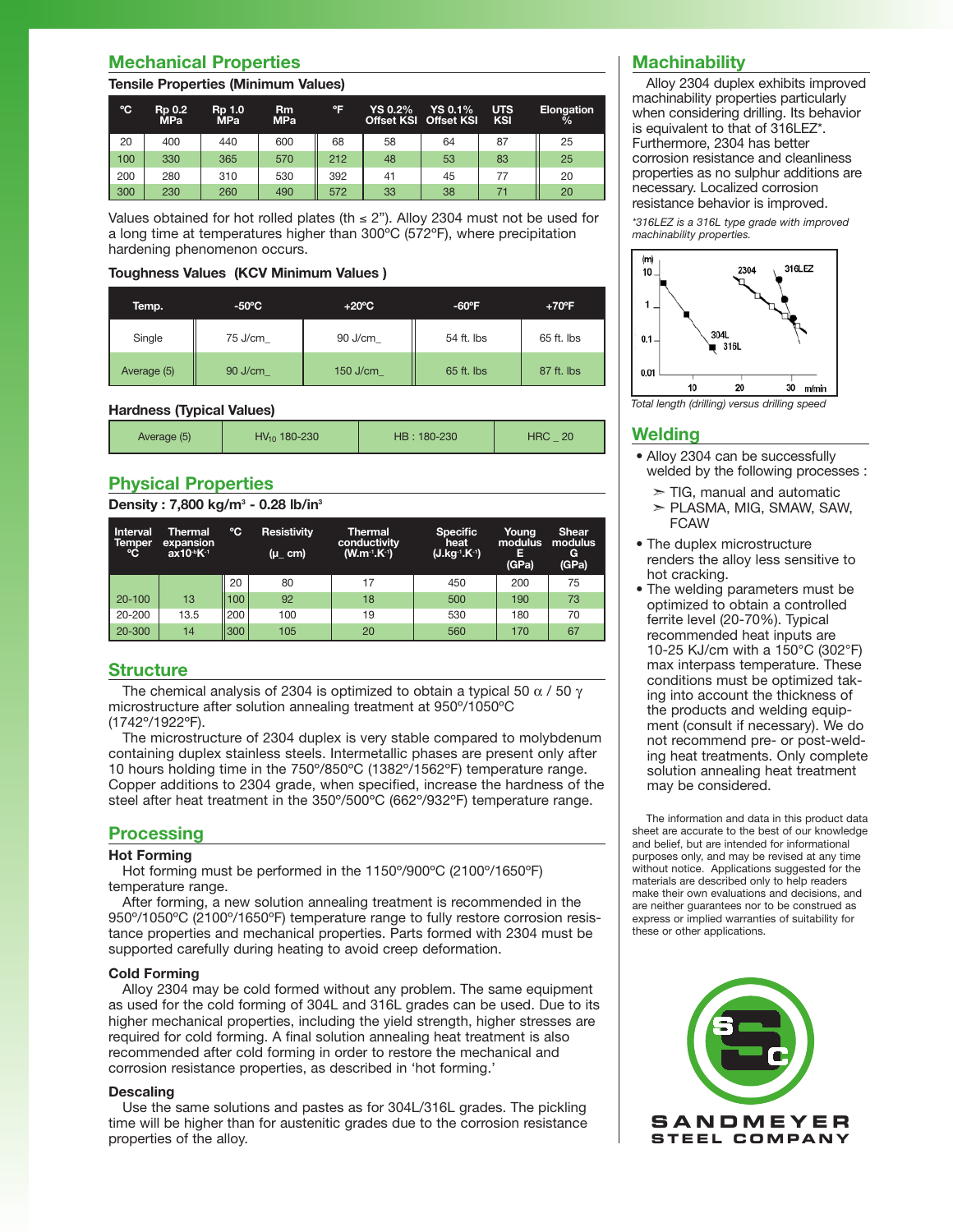## Mechanical Properties

### Tensile Properties (Minimum Values)

| °C | Rp 0.2 MPa | Rp 1.0 MPa | Rm MPa | °F | YS 0.2% Offset KSI | YS 0.1% Offset KSI | UTS KSI | Elongation % |
|---|---|---|---|---|---|---|---|---|
| 20 | 400 | 440 | 600 | 68 | 58 | 64 | 87 | 25 |
| 100 | 330 | 365 | 570 | 212 | 48 | 53 | 83 | 25 |
| 200 | 280 | 310 | 530 | 392 | 41 | 45 | 77 | 20 |
| 300 | 230 | 260 | 490 | 572 | 33 | 38 | 71 | 20 |

Values obtained for hot rolled plates (th ≤ 2"). Alloy 2304 must not be used for a long time at temperatures higher than 300ºC (572ºF), where precipitation hardening phenomenon occurs.

### Toughness Values (KCV Minimum Values )

| Temp. | -50ºC | +20ºC | -60ºF | +70ºF |
|---|---|---|---|---|
| Single | 75 J/cm_ | 90 J/cm_ | 54 ft. lbs | 65 ft. lbs |
| Average (5) | 90 J/cm_ | 150 J/cm_ | 65 ft. lbs | 87 ft. lbs |

### Hardness (Typical Values)

| | | | |
|---|---|---|---|
| Average (5) | $HV_{10}$ 180-230 | HB : 180-230 | HRC _ 20 |

## Physical Properties

**Density : 7,800 kg/m³ - 0.28 lb/in³**

| Interval Temper °C | Thermal expansion $\alpha 10^{-6} K^{-1}$ | °C | Resistivity (μ_ cm) | Thermal conductivity ($W.m^{-1}.K^{-1}$) | Specific heat ($J.kg^{-1}.K^{-1}$) | Young modulus E (GPa) | Shear modulus G (GPa) |
|---|---|---|---|---|---|---|---|
| | | 20 | 80 | 17 | 450 | 200 | 75 |
| 20-100 | 13 | 100 | 92 | 18 | 500 | 190 | 73 |
| 20-200 | 13.5 | 200 | 100 | 19 | 530 | 180 | 70 |
| 20-300 | 14 | 300 | 105 | 20 | 560 | 170 | 67 |

## Structure

The chemical analysis of 2304 is optimized to obtain a typical 50 $\alpha$ / 50 $\gamma$ microstructure after solution annealing treatment at 950º/1050ºC (1742º/1922ºF).

The microstructure of 2304 duplex is very stable compared to molybdenum containing duplex stainless steels. Intermetallic phases are present only after 10 hours holding time in the 750º/850ºC (1382º/1562ºF) temperature range. Copper additions to 2304 grade, when specified, increase the hardness of the steel after heat treatment in the 350º/500ºC (662º/932ºF) temperature range.

## Processing

### Hot Forming

Hot forming must be performed in the 1150º/900ºC (2100º/1650ºF) temperature range.

After forming, a new solution annealing treatment is recommended in the 950º/1050ºC (2100º/1650ºF) temperature range to fully restore corrosion resistance properties and mechanical properties. Parts formed with 2304 must be supported carefully during heating to avoid creep deformation.

### Cold Forming

Alloy 2304 may be cold formed without any problem. The same equipment as used for the cold forming of 304L and 316L grades can be used. Due to its higher mechanical properties, including the yield strength, higher stresses are required for cold forming. A final solution annealing heat treatment is also recommended after cold forming in order to restore the mechanical and corrosion resistance properties, as described in 'hot forming.'

### Descaling

Use the same solutions and pastes as for 304L/316L grades. The pickling time will be higher than for austenitic grades due to the corrosion resistance properties of the alloy.

## Machinability

Alloy 2304 duplex exhibits improved machinability properties particularly when considering drilling. Its behavior is equivalent to that of 316LEZ*. Furthermore, 2304 has better corrosion resistance and cleanliness properties as no sulphur additions are necessary. Localized corrosion resistance behavior is improved.

*\*316LEZ is a 316L type grade with improved machinability properties.*

(m)
10
1
0.1
0.01
2304
316LEZ
304L
316L
10
20
30
m/min

*Total length (drilling) versus drilling speed*

## Welding

- Alloy 2304 can be successfully welded by the following processes :
  - TIG, manual and automatic
  - PLASMA, MIG, SMAW, SAW, FCAW
- The duplex microstructure renders the alloy less sensitive to hot cracking.
- The welding parameters must be optimized to obtain a controlled ferrite level (20-70%). Typical recommended heat inputs are 10-25 KJ/cm with a 150°C (302°F) max interpass temperature. These conditions must be optimized taking into account the thickness of the products and welding equipment (consult if necessary). We do not recommend pre- or post-welding heat treatments. Only complete solution annealing heat treatment may be considered.

The information and data in this product data sheet are accurate to the best of our knowledge and belief, but are intended for informational purposes only, and may be revised at any time without notice. Applications suggested for the materials are described only to help readers make their own evaluations and decisions, and are neither guarantees nor to be construed as express or implied warranties of suitability for these or other applications.

SANDMEYER STEEL COMPANY